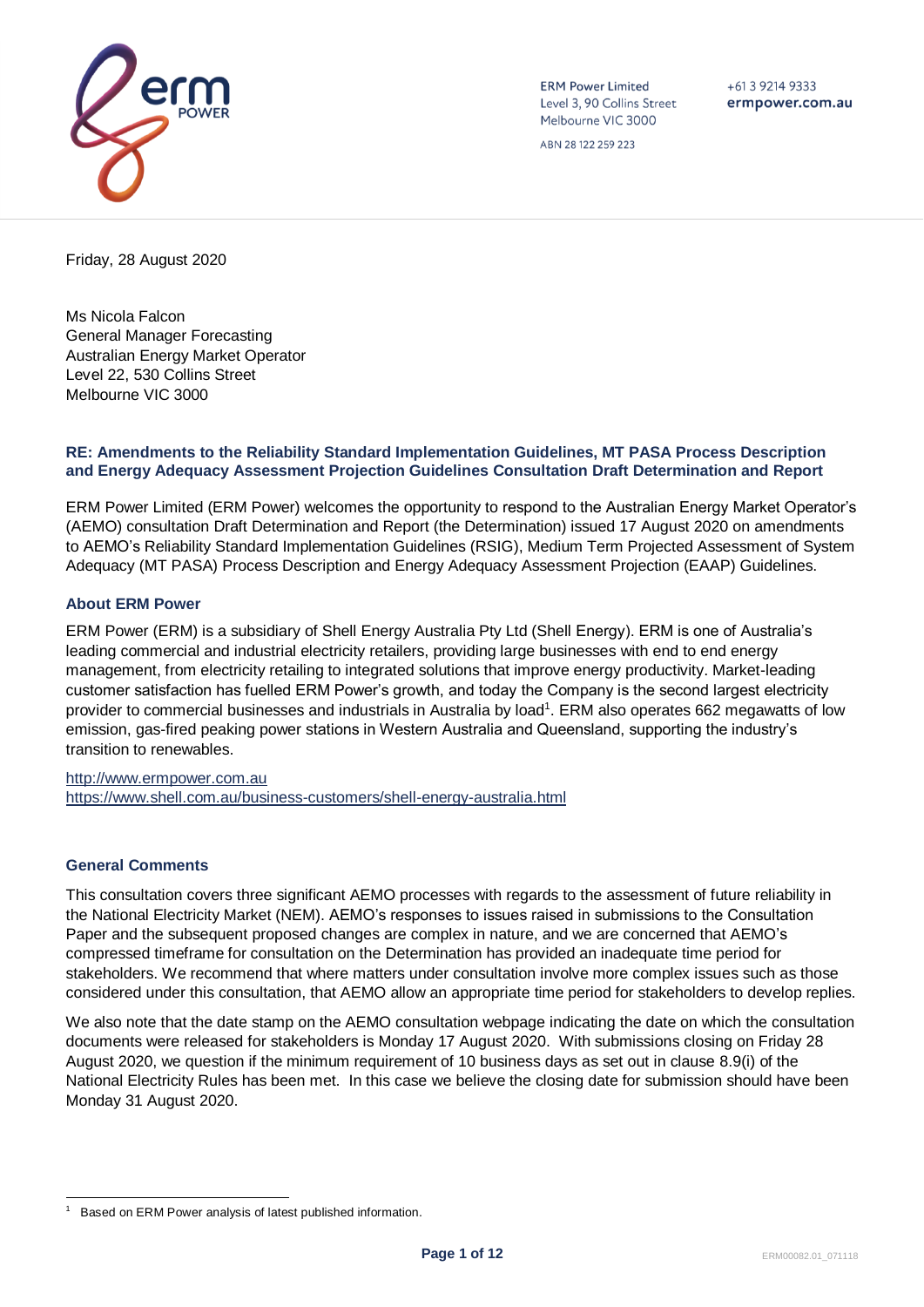ERM Power Limited
Level 3, 90 Collins Street
Melbourne VIC 3000

ABN 28 122 259 223

+61 3 9214 9333
ermpower.com.au

Friday, 28 August 2020

Ms Nicola Falcon
General Manager Forecasting
Australian Energy Market Operator
Level 22, 530 Collins Street
Melbourne VIC 3000

### RE: Amendments to the Reliability Standard Implementation Guidelines, MT PASA Process Description and Energy Adequacy Assessment Projection Guidelines Consultation Draft Determination and Report

ERM Power Limited (ERM Power) welcomes the opportunity to respond to the Australian Energy Market Operator's (AEMO) consultation Draft Determination and Report (the Determination) issued 17 August 2020 on amendments to AEMO's Reliability Standard Implementation Guidelines (RSIG), Medium Term Projected Assessment of System Adequacy (MT PASA) Process Description and Energy Adequacy Assessment Projection (EAAP) Guidelines.

### About ERM Power

ERM Power (ERM) is a subsidiary of Shell Energy Australia Pty Ltd (Shell Energy). ERM is one of Australia's leading commercial and industrial electricity retailers, providing large businesses with end to end energy management, from electricity retailing to integrated solutions that improve energy productivity. Market-leading customer satisfaction has fuelled ERM Power's growth, and today the Company is the second largest electricity provider to commercial businesses and industrials in Australia by load[1]. ERM also operates 662 megawatts of low emission, gas-fired peaking power stations in Western Australia and Queensland, supporting the industry's transition to renewables.

http://www.ermpower.com.au
https://www.shell.com.au/business-customers/shell-energy-australia.html

### General Comments

This consultation covers three significant AEMO processes with regards to the assessment of future reliability in the National Electricity Market (NEM). AEMO's responses to issues raised in submissions to the Consultation Paper and the subsequent proposed changes are complex in nature, and we are concerned that AEMO's compressed timeframe for consultation on the Determination has provided an inadequate time period for stakeholders. We recommend that where matters under consultation involve more complex issues such as those considered under this consultation, that AEMO allow an appropriate time period for stakeholders to develop replies.

We also note that the date stamp on the AEMO consultation webpage indicating the date on which the consultation documents were released for stakeholders is Monday 17 August 2020. With submissions closing on Friday 28 August 2020, we question if the minimum requirement of 10 business days as set out in clause 8.9(i) of the National Electricity Rules has been met. In this case we believe the closing date for submission should have been Monday 31 August 2020.

[1] Based on ERM Power analysis of latest published information.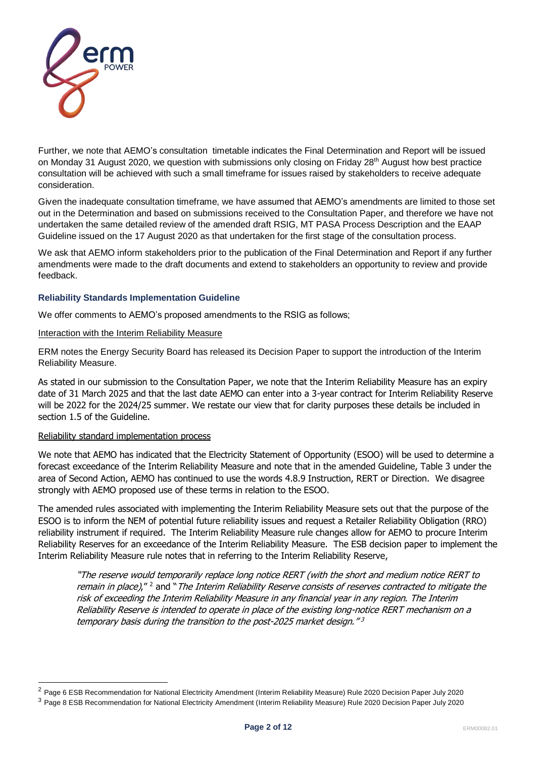Further, we note that AEMO's consultation timetable indicates the Final Determination and Report will be issued on Monday 31 August 2020, we question with submissions only closing on Friday 28th August how best practice consultation will be achieved with such a small timeframe for issues raised by stakeholders to receive adequate consideration.

Given the inadequate consultation timeframe, we have assumed that AEMO's amendments are limited to those set out in the Determination and based on submissions received to the Consultation Paper, and therefore we have not undertaken the same detailed review of the amended draft RSIG, MT PASA Process Description and the EAAP Guideline issued on the 17 August 2020 as that undertaken for the first stage of the consultation process.

We ask that AEMO inform stakeholders prior to the publication of the Final Determination and Report if any further amendments were made to the draft documents and extend to stakeholders an opportunity to review and provide feedback.

### Reliability Standards Implementation Guideline

We offer comments to AEMO's proposed amendments to the RSIG as follows;

Interaction with the Interim Reliability Measure

ERM notes the Energy Security Board has released its Decision Paper to support the introduction of the Interim Reliability Measure.

As stated in our submission to the Consultation Paper, we note that the Interim Reliability Measure has an expiry date of 31 March 2025 and that the last date AEMO can enter into a 3-year contract for Interim Reliability Reserve will be 2022 for the 2024/25 summer. We restate our view that for clarity purposes these details be included in section 1.5 of the Guideline.

Reliability standard implementation process

We note that AEMO has indicated that the Electricity Statement of Opportunity (ESOO) will be used to determine a forecast exceedance of the Interim Reliability Measure and note that in the amended Guideline, Table 3 under the area of Second Action, AEMO has continued to use the words 4.8.9 Instruction, RERT or Direction. We disagree strongly with AEMO proposed use of these terms in relation to the ESOO.

The amended rules associated with implementing the Interim Reliability Measure sets out that the purpose of the ESOO is to inform the NEM of potential future reliability issues and request a Retailer Reliability Obligation (RRO) reliability instrument if required. The Interim Reliability Measure rule changes allow for AEMO to procure Interim Reliability Reserves for an exceedance of the Interim Reliability Measure. The ESB decision paper to implement the Interim Reliability Measure rule notes that in referring to the Interim Reliability Reserve,

> *"The reserve would temporarily replace long notice RERT (with the short and medium notice RERT to remain in place),"* [2] and "*The Interim Reliability Reserve consists of reserves contracted to mitigate the risk of exceeding the Interim Reliability Measure in any financial year in any region. The Interim Reliability Reserve is intended to operate in place of the existing long-notice RERT mechanism on a temporary basis during the transition to the post-2025 market design."* [3]

---

[2] Page 6 ESB Recommendation for National Electricity Amendment (Interim Reliability Measure) Rule 2020 Decision Paper July 2020

[3] Page 8 ESB Recommendation for National Electricity Amendment (Interim Reliability Measure) Rule 2020 Decision Paper July 2020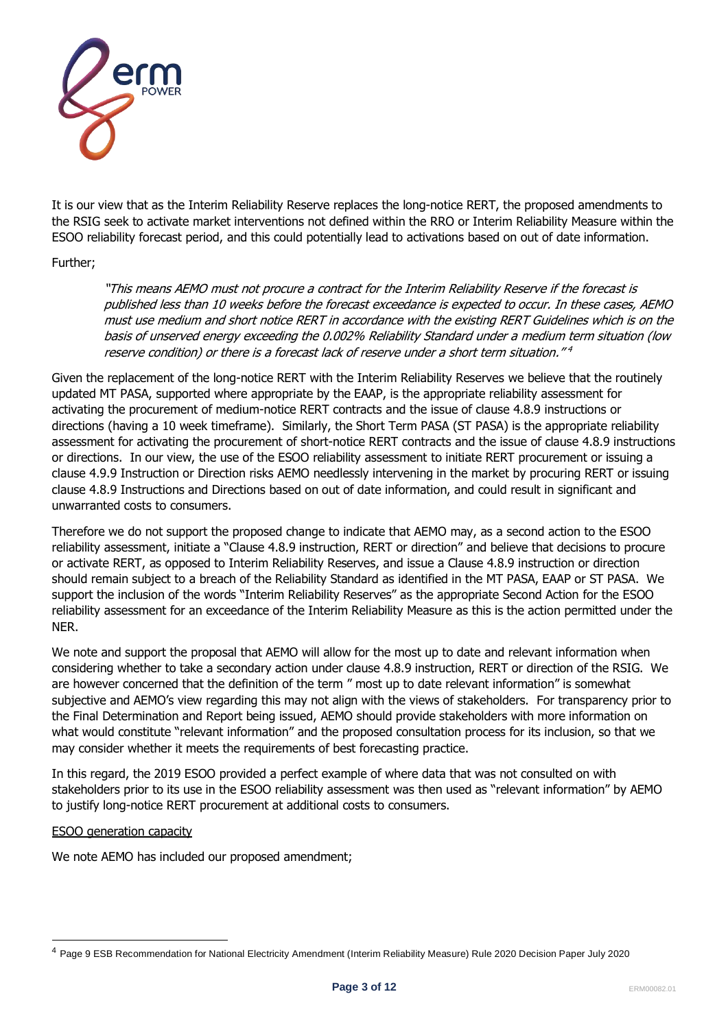It is our view that as the Interim Reliability Reserve replaces the long-notice RERT, the proposed amendments to the RSIG seek to activate market interventions not defined within the RRO or Interim Reliability Measure within the ESOO reliability forecast period, and this could potentially lead to activations based on out of date information.

Further;

> *"This means AEMO must not procure a contract for the Interim Reliability Reserve if the forecast is published less than 10 weeks before the forecast exceedance is expected to occur. In these cases, AEMO must use medium and short notice RERT in accordance with the existing RERT Guidelines which is on the basis of unserved energy exceeding the 0.002% Reliability Standard under a medium term situation (low reserve condition) or there is a forecast lack of reserve under a short term situation."*[4]

Given the replacement of the long-notice RERT with the Interim Reliability Reserves we believe that the routinely updated MT PASA, supported where appropriate by the EAAP, is the appropriate reliability assessment for activating the procurement of medium-notice RERT contracts and the issue of clause 4.8.9 instructions or directions (having a 10 week timeframe). Similarly, the Short Term PASA (ST PASA) is the appropriate reliability assessment for activating the procurement of short-notice RERT contracts and the issue of clause 4.8.9 instructions or directions. In our view, the use of the ESOO reliability assessment to initiate RERT procurement or issuing a clause 4.9.9 Instruction or Direction risks AEMO needlessly intervening in the market by procuring RERT or issuing clause 4.8.9 Instructions and Directions based on out of date information, and could result in significant and unwarranted costs to consumers.

Therefore we do not support the proposed change to indicate that AEMO may, as a second action to the ESOO reliability assessment, initiate a "Clause 4.8.9 instruction, RERT or direction" and believe that decisions to procure or activate RERT, as opposed to Interim Reliability Reserves, and issue a Clause 4.8.9 instruction or direction should remain subject to a breach of the Reliability Standard as identified in the MT PASA, EAAP or ST PASA. We support the inclusion of the words "Interim Reliability Reserves" as the appropriate Second Action for the ESOO reliability assessment for an exceedance of the Interim Reliability Measure as this is the action permitted under the NER.

We note and support the proposal that AEMO will allow for the most up to date and relevant information when considering whether to take a secondary action under clause 4.8.9 instruction, RERT or direction of the RSIG. We are however concerned that the definition of the term " most up to date relevant information" is somewhat subjective and AEMO's view regarding this may not align with the views of stakeholders. For transparency prior to the Final Determination and Report being issued, AEMO should provide stakeholders with more information on what would constitute "relevant information" and the proposed consultation process for its inclusion, so that we may consider whether it meets the requirements of best forecasting practice.

In this regard, the 2019 ESOO provided a perfect example of where data that was not consulted on with stakeholders prior to its use in the ESOO reliability assessment was then used as "relevant information" by AEMO to justify long-notice RERT procurement at additional costs to consumers.

<u>ESOO generation capacity</u>

We note AEMO has included our proposed amendment;

[4] Page 9 ESB Recommendation for National Electricity Amendment (Interim Reliability Measure) Rule 2020 Decision Paper July 2020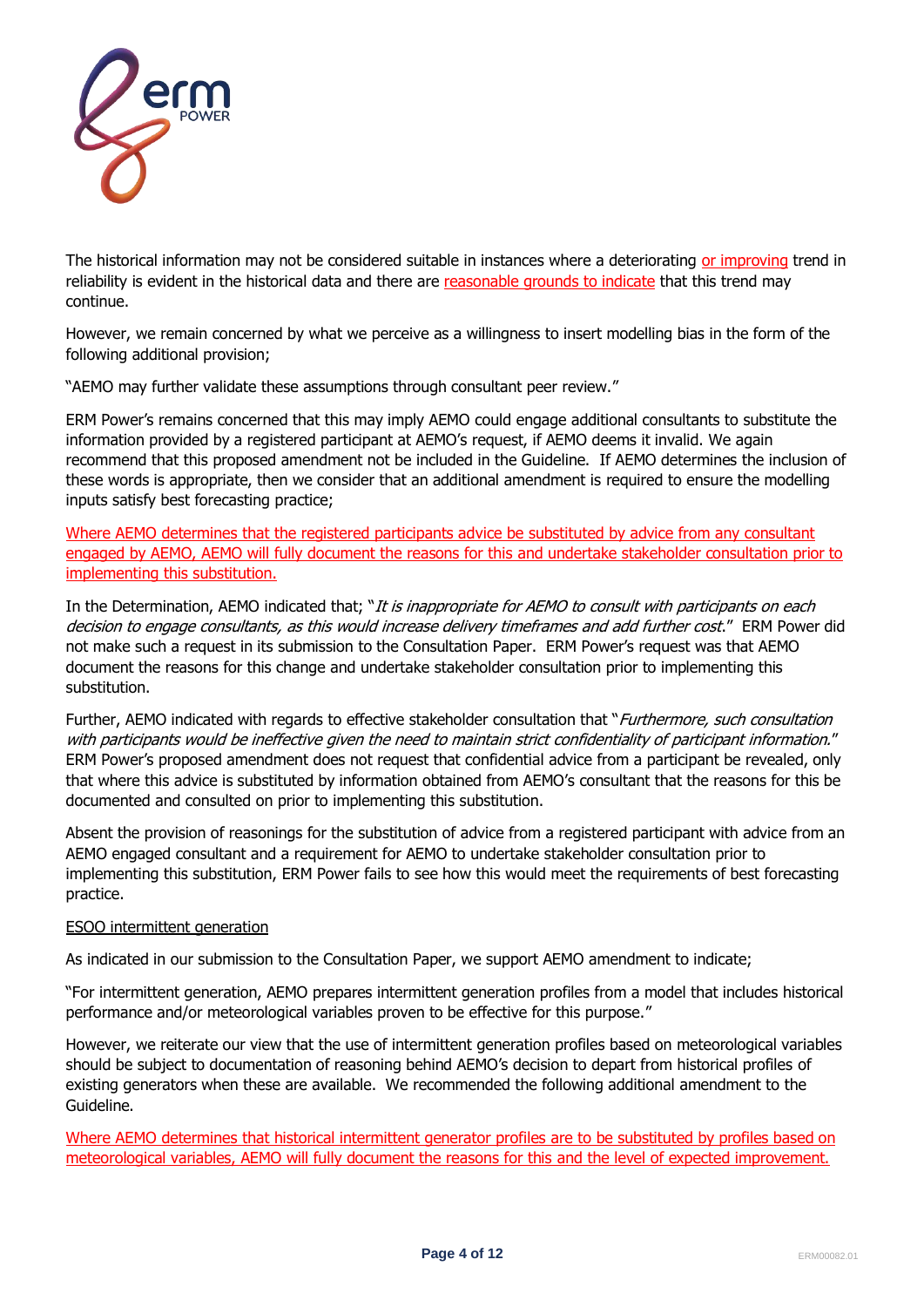The historical information may not be considered suitable in instances where a deteriorating or improving trend in reliability is evident in the historical data and there are reasonable grounds to indicate that this trend may continue.

However, we remain concerned by what we perceive as a willingness to insert modelling bias in the form of the following additional provision;

"AEMO may further validate these assumptions through consultant peer review."

ERM Power's remains concerned that this may imply AEMO could engage additional consultants to substitute the information provided by a registered participant at AEMO's request, if AEMO deems it invalid. We again recommend that this proposed amendment not be included in the Guideline. If AEMO determines the inclusion of these words is appropriate, then we consider that an additional amendment is required to ensure the modelling inputs satisfy best forecasting practice;

Where AEMO determines that the registered participants advice be substituted by advice from any consultant engaged by AEMO, AEMO will fully document the reasons for this and undertake stakeholder consultation prior to implementing this substitution.

In the Determination, AEMO indicated that; "*It is inappropriate for AEMO to consult with participants on each decision to engage consultants, as this would increase delivery timeframes and add further cost*." ERM Power did not make such a request in its submission to the Consultation Paper. ERM Power's request was that AEMO document the reasons for this change and undertake stakeholder consultation prior to implementing this substitution.

Further, AEMO indicated with regards to effective stakeholder consultation that "*Furthermore, such consultation with participants would be ineffective given the need to maintain strict confidentiality of participant information.*" ERM Power's proposed amendment does not request that confidential advice from a participant be revealed, only that where this advice is substituted by information obtained from AEMO's consultant that the reasons for this be documented and consulted on prior to implementing this substitution.

Absent the provision of reasonings for the substitution of advice from a registered participant with advice from an AEMO engaged consultant and a requirement for AEMO to undertake stakeholder consultation prior to implementing this substitution, ERM Power fails to see how this would meet the requirements of best forecasting practice.

ESOO intermittent generation

As indicated in our submission to the Consultation Paper, we support AEMO amendment to indicate;

"For intermittent generation, AEMO prepares intermittent generation profiles from a model that includes historical performance and/or meteorological variables proven to be effective for this purpose."

However, we reiterate our view that the use of intermittent generation profiles based on meteorological variables should be subject to documentation of reasoning behind AEMO's decision to depart from historical profiles of existing generators when these are available. We recommended the following additional amendment to the Guideline.

Where AEMO determines that historical intermittent generator profiles are to be substituted by profiles based on meteorological variables, AEMO will fully document the reasons for this and the level of expected improvement.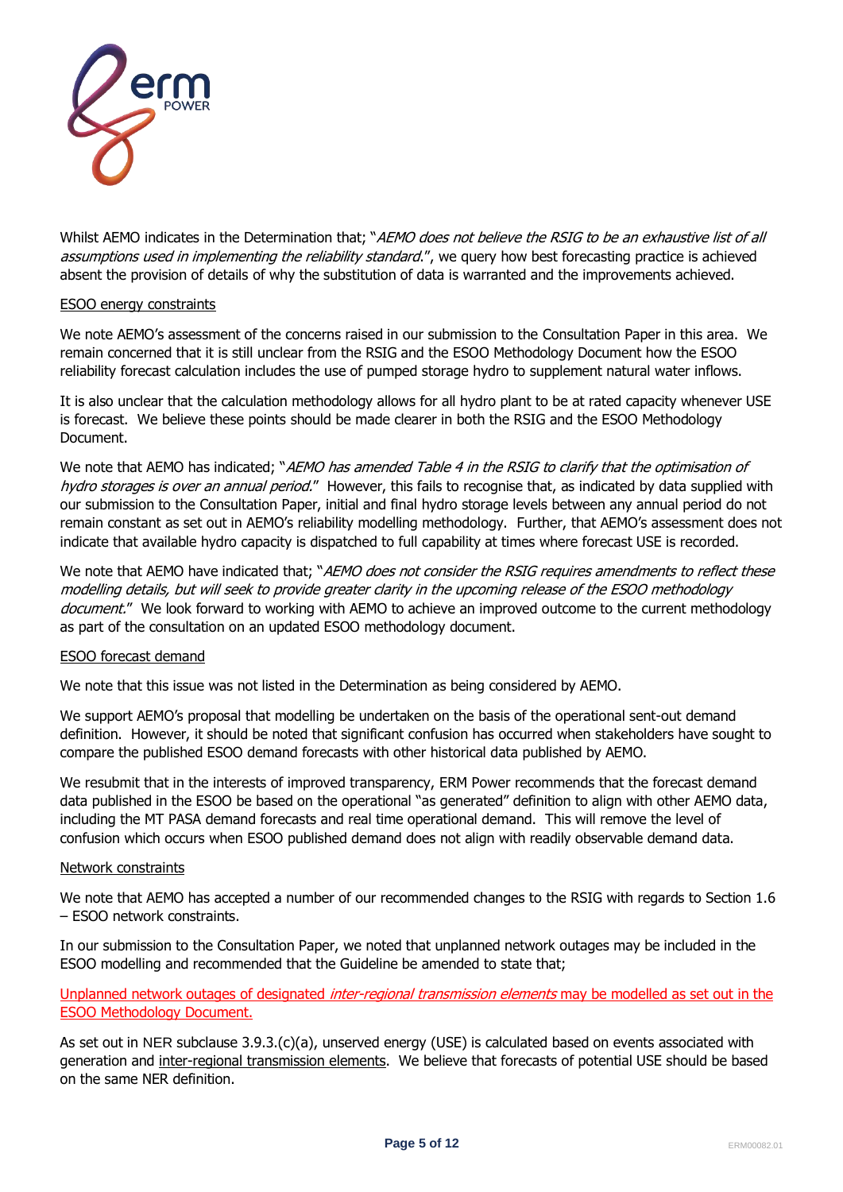Whilst AEMO indicates in the Determination that; "*AEMO does not believe the RSIG to be an exhaustive list of all assumptions used in implementing the reliability standard.*", we query how best forecasting practice is achieved absent the provision of details of why the substitution of data is warranted and the improvements achieved.

ESOO energy constraints

We note AEMO's assessment of the concerns raised in our submission to the Consultation Paper in this area. We remain concerned that it is still unclear from the RSIG and the ESOO Methodology Document how the ESOO reliability forecast calculation includes the use of pumped storage hydro to supplement natural water inflows.

It is also unclear that the calculation methodology allows for all hydro plant to be at rated capacity whenever USE is forecast. We believe these points should be made clearer in both the RSIG and the ESOO Methodology Document.

We note that AEMO has indicated; "*AEMO has amended Table 4 in the RSIG to clarify that the optimisation of hydro storages is over an annual period.*" However, this fails to recognise that, as indicated by data supplied with our submission to the Consultation Paper, initial and final hydro storage levels between any annual period do not remain constant as set out in AEMO's reliability modelling methodology. Further, that AEMO's assessment does not indicate that available hydro capacity is dispatched to full capability at times where forecast USE is recorded.

We note that AEMO have indicated that; "*AEMO does not consider the RSIG requires amendments to reflect these modelling details, but will seek to provide greater clarity in the upcoming release of the ESOO methodology document.*" We look forward to working with AEMO to achieve an improved outcome to the current methodology as part of the consultation on an updated ESOO methodology document.

ESOO forecast demand

We note that this issue was not listed in the Determination as being considered by AEMO.

We support AEMO's proposal that modelling be undertaken on the basis of the operational sent-out demand definition. However, it should be noted that significant confusion has occurred when stakeholders have sought to compare the published ESOO demand forecasts with other historical data published by AEMO.

We resubmit that in the interests of improved transparency, ERM Power recommends that the forecast demand data published in the ESOO be based on the operational "as generated" definition to align with other AEMO data, including the MT PASA demand forecasts and real time operational demand. This will remove the level of confusion which occurs when ESOO published demand does not align with readily observable demand data.

Network constraints

We note that AEMO has accepted a number of our recommended changes to the RSIG with regards to Section 1.6 – ESOO network constraints.

In our submission to the Consultation Paper, we noted that unplanned network outages may be included in the ESOO modelling and recommended that the Guideline be amended to state that;

Unplanned network outages of designated *inter-regional transmission elements* may be modelled as set out in the ESOO Methodology Document.

As set out in NER subclause 3.9.3.(c)(a), unserved energy (USE) is calculated based on events associated with generation and inter-regional transmission elements. We believe that forecasts of potential USE should be based on the same NER definition.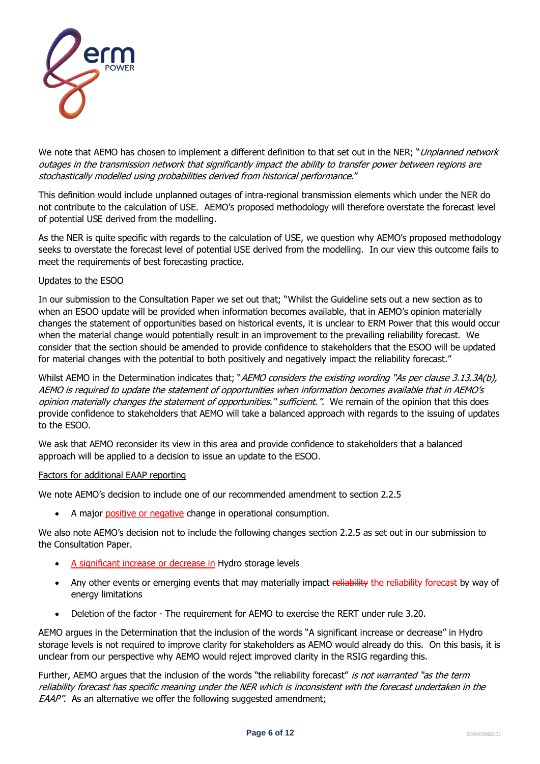We note that AEMO has chosen to implement a different definition to that set out in the NER; "*Unplanned network outages in the transmission network that significantly impact the ability to transfer power between regions are stochastically modelled using probabilities derived from historical performance*."

This definition would include unplanned outages of intra-regional transmission elements which under the NER do not contribute to the calculation of USE. AEMO's proposed methodology will therefore overstate the forecast level of potential USE derived from the modelling.

As the NER is quite specific with regards to the calculation of USE, we question why AEMO's proposed methodology seeks to overstate the forecast level of potential USE derived from the modelling. In our view this outcome fails to meet the requirements of best forecasting practice.

<u>Updates to the ESOO</u>

In our submission to the Consultation Paper we set out that; "Whilst the Guideline sets out a new section as to when an ESOO update will be provided when information becomes available, that in AEMO's opinion materially changes the statement of opportunities based on historical events, it is unclear to ERM Power that this would occur when the material change would potentially result in an improvement to the prevailing reliability forecast. We consider that the section should be amended to provide confidence to stakeholders that the ESOO will be updated for material changes with the potential to both positively and negatively impact the reliability forecast."

Whilst AEMO in the Determination indicates that; "*AEMO considers the existing wording "As per clause 3.13.3A(b), AEMO is required to update the statement of opportunities when information becomes available that in AEMO's opinion materially changes the statement of opportunities." sufficient.".* We remain of the opinion that this does provide confidence to stakeholders that AEMO will take a balanced approach with regards to the issuing of updates to the ESOO.

We ask that AEMO reconsider its view in this area and provide confidence to stakeholders that a balanced approach will be applied to a decision to issue an update to the ESOO.

<u>Factors for additional EAAP reporting</u>

We note AEMO's decision to include one of our recommended amendment to section 2.2.5

- A major <u>positive or negative</u> change in operational consumption.

We also note AEMO's decision not to include the following changes section 2.2.5 as set out in our submission to the Consultation Paper.

- <u>A significant increase or decrease in</u> Hydro storage levels
- Any other events or emerging events that may materially impact ~~reliability~~ <u>the reliability forecast</u> by way of energy limitations
- Deletion of the factor - The requirement for AEMO to exercise the RERT under rule 3.20.

AEMO argues in the Determination that the inclusion of the words "A significant increase or decrease" in Hydro storage levels is not required to improve clarity for stakeholders as AEMO would already do this. On this basis, it is unclear from our perspective why AEMO would reject improved clarity in the RSIG regarding this.

Further, AEMO argues that the inclusion of the words "the reliability forecast" *is not warranted "as the term reliability forecast has specific meaning under the NER which is inconsistent with the forecast undertaken in the EAAP".* As an alternative we offer the following suggested amendment;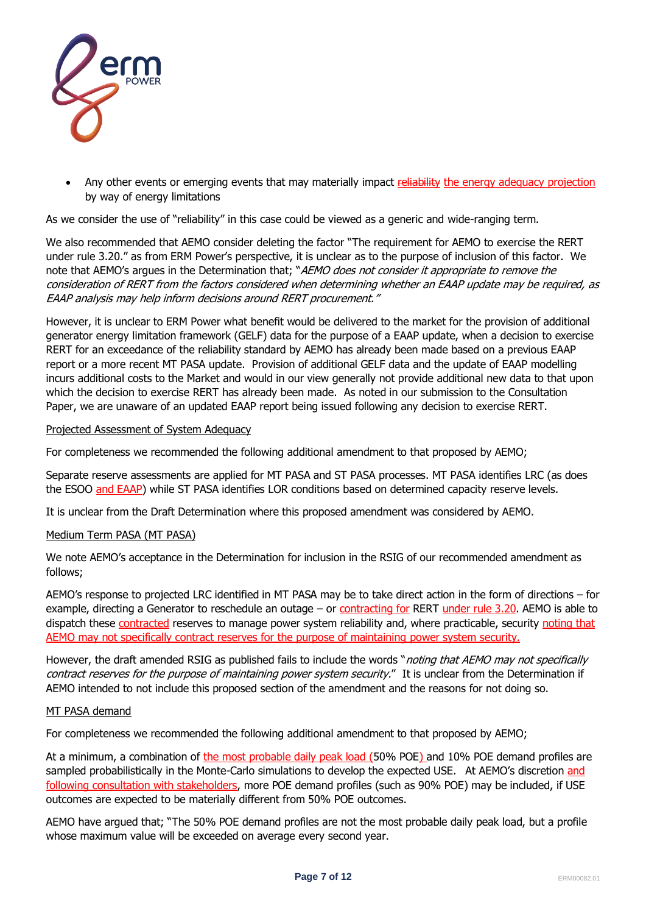- Any other events or emerging events that may materially impact ~~reliability~~ the energy adequacy projection by way of energy limitations

As we consider the use of "reliability" in this case could be viewed as a generic and wide-ranging term.

We also recommended that AEMO consider deleting the factor "The requirement for AEMO to exercise the RERT under rule 3.20." as from ERM Power's perspective, it is unclear as to the purpose of inclusion of this factor. We note that AEMO's argues in the Determination that; "*AEMO does not consider it appropriate to remove the consideration of RERT from the factors considered when determining whether an EAAP update may be required, as EAAP analysis may help inform decisions around RERT procurement.*"

However, it is unclear to ERM Power what benefit would be delivered to the market for the provision of additional generator energy limitation framework (GELF) data for the purpose of a EAAP update, when a decision to exercise RERT for an exceedance of the reliability standard by AEMO has already been made based on a previous EAAP report or a more recent MT PASA update. Provision of additional GELF data and the update of EAAP modelling incurs additional costs to the Market and would in our view generally not provide additional new data to that upon which the decision to exercise RERT has already been made. As noted in our submission to the Consultation Paper, we are unaware of an updated EAAP report being issued following any decision to exercise RERT.

<u>Projected Assessment of System Adequacy</u>

For completeness we recommended the following additional amendment to that proposed by AEMO;

Separate reserve assessments are applied for MT PASA and ST PASA processes. MT PASA identifies LRC (as does the ESOO and EAAP) while ST PASA identifies LOR conditions based on determined capacity reserve levels.

It is unclear from the Draft Determination where this proposed amendment was considered by AEMO.

<u>Medium Term PASA (MT PASA)</u>

We note AEMO's acceptance in the Determination for inclusion in the RSIG of our recommended amendment as follows;

AEMO's response to projected LRC identified in MT PASA may be to take direct action in the form of directions – for example, directing a Generator to reschedule an outage – or contracting for RERT under rule 3.20. AEMO is able to dispatch these contracted reserves to manage power system reliability and, where practicable, security noting that AEMO may not specifically contract reserves for the purpose of maintaining power system security.

However, the draft amended RSIG as published fails to include the words "*noting that AEMO may not specifically contract reserves for the purpose of maintaining power system security.*" It is unclear from the Determination if AEMO intended to not include this proposed section of the amendment and the reasons for not doing so.

<u>MT PASA demand</u>

For completeness we recommended the following additional amendment to that proposed by AEMO;

At a minimum, a combination of the most probable daily peak load (50% POE) and 10% POE demand profiles are sampled probabilistically in the Monte-Carlo simulations to develop the expected USE. At AEMO's discretion and following consultation with stakeholders, more POE demand profiles (such as 90% POE) may be included, if USE outcomes are expected to be materially different from 50% POE outcomes.

AEMO have argued that; "The 50% POE demand profiles are not the most probable daily peak load, but a profile whose maximum value will be exceeded on average every second year.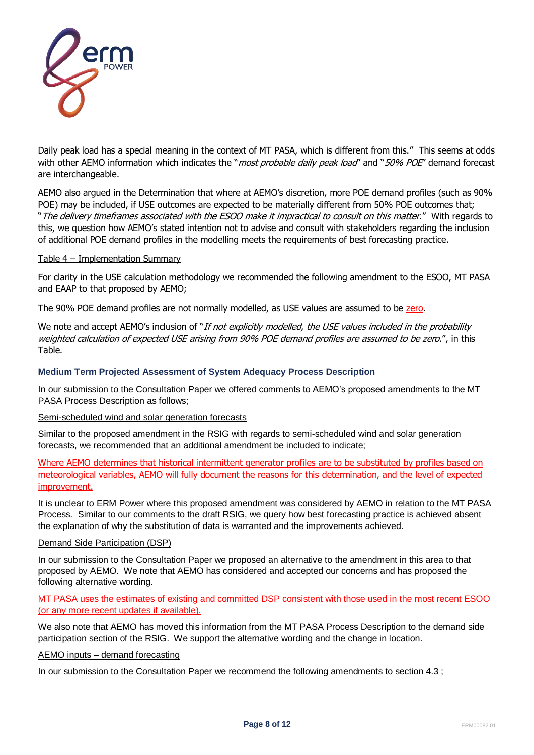Daily peak load has a special meaning in the context of MT PASA, which is different from this." This seems at odds with other AEMO information which indicates the "*most probable daily peak load*" and "*50% POE*" demand forecast are interchangeable.

AEMO also argued in the Determination that where at AEMO's discretion, more POE demand profiles (such as 90% POE) may be included, if USE outcomes are expected to be materially different from 50% POE outcomes that; "*The delivery timeframes associated with the ESOO make it impractical to consult on this matter.*" With regards to this, we question how AEMO's stated intention not to advise and consult with stakeholders regarding the inclusion of additional POE demand profiles in the modelling meets the requirements of best forecasting practice.

Table 4 – Implementation Summary

For clarity in the USE calculation methodology we recommended the following amendment to the ESOO, MT PASA and EAAP to that proposed by AEMO;

The 90% POE demand profiles are not normally modelled, as USE values are assumed to be zero.

We note and accept AEMO's inclusion of "*If not explicitly modelled, the USE values included in the probability weighted calculation of expected USE arising from 90% POE demand profiles are assumed to be zero.*", in this Table.

### Medium Term Projected Assessment of System Adequacy Process Description

In our submission to the Consultation Paper we offered comments to AEMO's proposed amendments to the MT PASA Process Description as follows;

Semi-scheduled wind and solar generation forecasts

Similar to the proposed amendment in the RSIG with regards to semi-scheduled wind and solar generation forecasts, we recommended that an additional amendment be included to indicate;

Where AEMO determines that historical intermittent generator profiles are to be substituted by profiles based on meteorological variables, AEMO will fully document the reasons for this determination, and the level of expected improvement.

It is unclear to ERM Power where this proposed amendment was considered by AEMO in relation to the MT PASA Process. Similar to our comments to the draft RSIG, we query how best forecasting practice is achieved absent the explanation of why the substitution of data is warranted and the improvements achieved.

Demand Side Participation (DSP)

In our submission to the Consultation Paper we proposed an alternative to the amendment in this area to that proposed by AEMO. We note that AEMO has considered and accepted our concerns and has proposed the following alternative wording.

MT PASA uses the estimates of existing and committed DSP consistent with those used in the most recent ESOO (or any more recent updates if available).

We also note that AEMO has moved this information from the MT PASA Process Description to the demand side participation section of the RSIG. We support the alternative wording and the change in location.

AEMO inputs – demand forecasting

In our submission to the Consultation Paper we recommend the following amendments to section 4.3 ;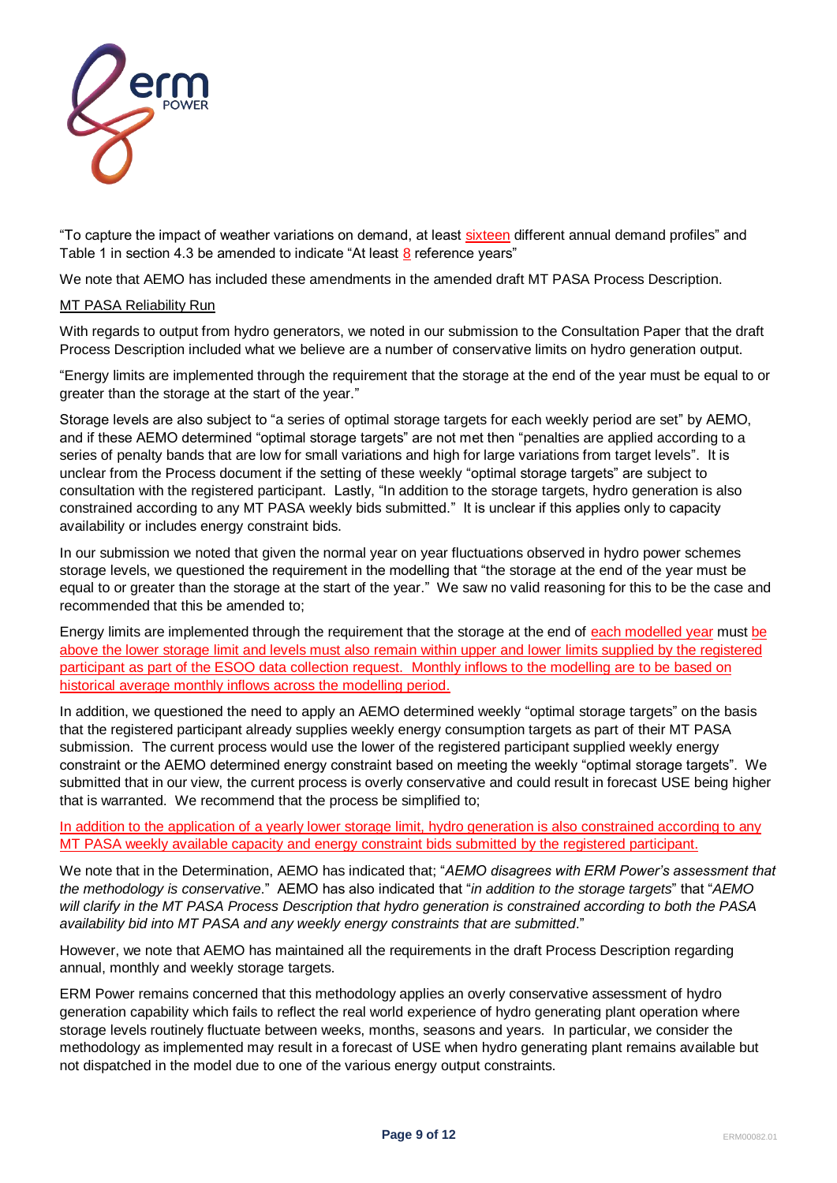"To capture the impact of weather variations on demand, at least <u>sixteen</u> different annual demand profiles" and Table 1 in section 4.3 be amended to indicate "At least <u>8</u> reference years"

We note that AEMO has included these amendments in the amended draft MT PASA Process Description.

<u>MT PASA Reliability Run</u>

With regards to output from hydro generators, we noted in our submission to the Consultation Paper that the draft Process Description included what we believe are a number of conservative limits on hydro generation output.

"Energy limits are implemented through the requirement that the storage at the end of the year must be equal to or greater than the storage at the start of the year."

Storage levels are also subject to "a series of optimal storage targets for each weekly period are set" by AEMO, and if these AEMO determined "optimal storage targets" are not met then "penalties are applied according to a series of penalty bands that are low for small variations and high for large variations from target levels". It is unclear from the Process document if the setting of these weekly "optimal storage targets" are subject to consultation with the registered participant. Lastly, "In addition to the storage targets, hydro generation is also constrained according to any MT PASA weekly bids submitted." It is unclear if this applies only to capacity availability or includes energy constraint bids.

In our submission we noted that given the normal year on year fluctuations observed in hydro power schemes storage levels, we questioned the requirement in the modelling that "the storage at the end of the year must be equal to or greater than the storage at the start of the year." We saw no valid reasoning for this to be the case and recommended that this be amended to;

Energy limits are implemented through the requirement that the storage at the end of <u>each modelled year</u> must <u>be above the lower storage limit and levels must also remain within upper and lower limits supplied by the registered participant as part of the ESOO data collection request. Monthly inflows to the modelling are to be based on historical average monthly inflows across the modelling period.</u>

In addition, we questioned the need to apply an AEMO determined weekly "optimal storage targets" on the basis that the registered participant already supplies weekly energy consumption targets as part of their MT PASA submission. The current process would use the lower of the registered participant supplied weekly energy constraint or the AEMO determined energy constraint based on meeting the weekly "optimal storage targets". We submitted that in our view, the current process is overly conservative and could result in forecast USE being higher that is warranted. We recommend that the process be simplified to;

<u>In addition to the application of a yearly lower storage limit, hydro generation is also constrained according to any MT PASA weekly available capacity and energy constraint bids submitted by the registered participant.</u>

We note that in the Determination, AEMO has indicated that; "*AEMO disagrees with ERM Power's assessment that the methodology is conservative*." AEMO has also indicated that "*in addition to the storage targets*" that "*AEMO will clarify in the MT PASA Process Description that hydro generation is constrained according to both the PASA availability bid into MT PASA and any weekly energy constraints that are submitted*."

However, we note that AEMO has maintained all the requirements in the draft Process Description regarding annual, monthly and weekly storage targets.

ERM Power remains concerned that this methodology applies an overly conservative assessment of hydro generation capability which fails to reflect the real world experience of hydro generating plant operation where storage levels routinely fluctuate between weeks, months, seasons and years. In particular, we consider the methodology as implemented may result in a forecast of USE when hydro generating plant remains available but not dispatched in the model due to one of the various energy output constraints.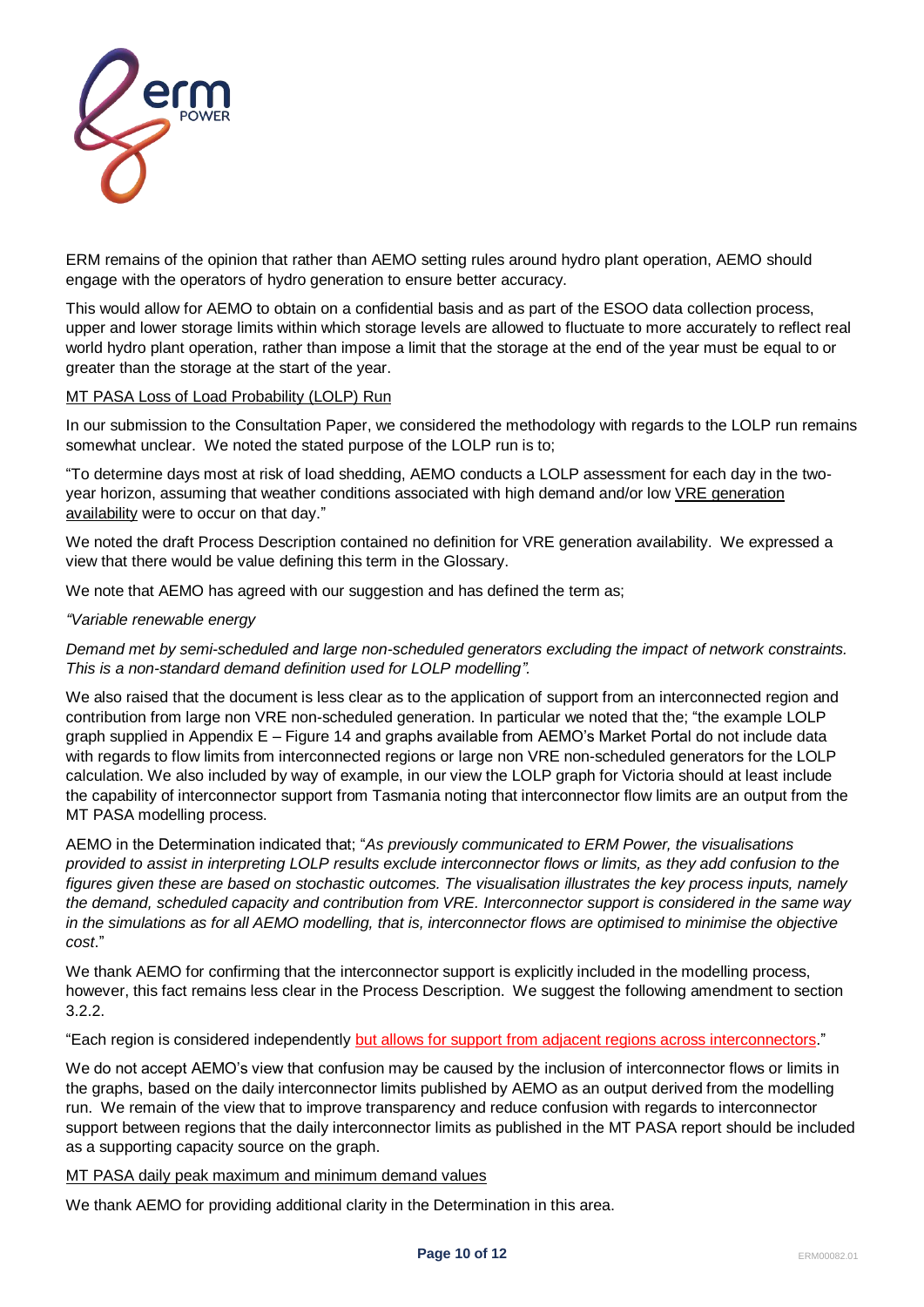ERM remains of the opinion that rather than AEMO setting rules around hydro plant operation, AEMO should engage with the operators of hydro generation to ensure better accuracy.

This would allow for AEMO to obtain on a confidential basis and as part of the ESOO data collection process, upper and lower storage limits within which storage levels are allowed to fluctuate to more accurately to reflect real world hydro plant operation, rather than impose a limit that the storage at the end of the year must be equal to or greater than the storage at the start of the year.

MT PASA Loss of Load Probability (LOLP) Run

In our submission to the Consultation Paper, we considered the methodology with regards to the LOLP run remains somewhat unclear. We noted the stated purpose of the LOLP run is to;

"To determine days most at risk of load shedding, AEMO conducts a LOLP assessment for each day in the two-year horizon, assuming that weather conditions associated with high demand and/or low VRE generation availability were to occur on that day."

We noted the draft Process Description contained no definition for VRE generation availability. We expressed a view that there would be value defining this term in the Glossary.

We note that AEMO has agreed with our suggestion and has defined the term as;

*"Variable renewable energy*

*Demand met by semi-scheduled and large non-scheduled generators excluding the impact of network constraints. This is a non-standard demand definition used for LOLP modelling".*

We also raised that the document is less clear as to the application of support from an interconnected region and contribution from large non VRE non-scheduled generation. In particular we noted that the; "the example LOLP graph supplied in Appendix E – Figure 14 and graphs available from AEMO's Market Portal do not include data with regards to flow limits from interconnected regions or large non VRE non-scheduled generators for the LOLP calculation. We also included by way of example, in our view the LOLP graph for Victoria should at least include the capability of interconnector support from Tasmania noting that interconnector flow limits are an output from the MT PASA modelling process.

AEMO in the Determination indicated that; "*As previously communicated to ERM Power, the visualisations provided to assist in interpreting LOLP results exclude interconnector flows or limits, as they add confusion to the figures given these are based on stochastic outcomes. The visualisation illustrates the key process inputs, namely the demand, scheduled capacity and contribution from VRE. Interconnector support is considered in the same way in the simulations as for all AEMO modelling, that is, interconnector flows are optimised to minimise the objective cost*."

We thank AEMO for confirming that the interconnector support is explicitly included in the modelling process, however, this fact remains less clear in the Process Description. We suggest the following amendment to section 3.2.2.

"Each region is considered independently but allows for support from adjacent regions across interconnectors."

We do not accept AEMO's view that confusion may be caused by the inclusion of interconnector flows or limits in the graphs, based on the daily interconnector limits published by AEMO as an output derived from the modelling run. We remain of the view that to improve transparency and reduce confusion with regards to interconnector support between regions that the daily interconnector limits as published in the MT PASA report should be included as a supporting capacity source on the graph.

MT PASA daily peak maximum and minimum demand values

We thank AEMO for providing additional clarity in the Determination in this area.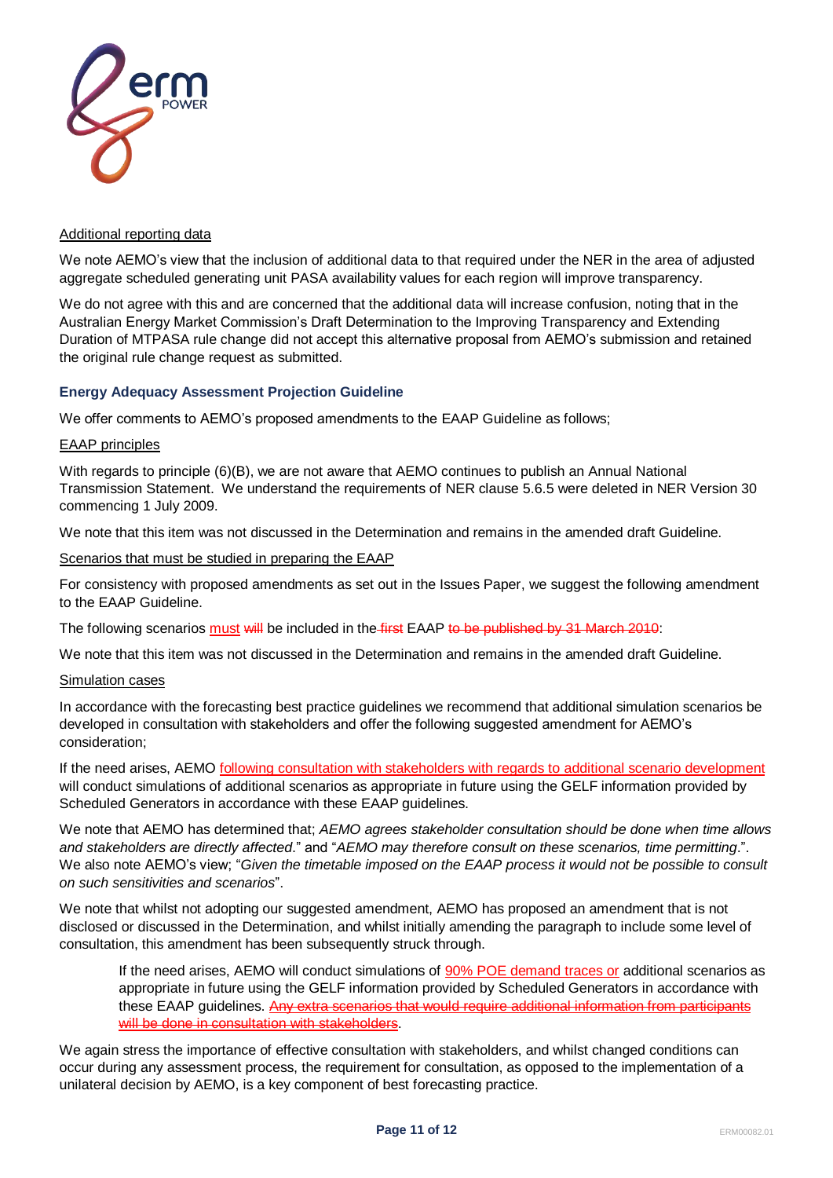Additional reporting data

We note AEMO's view that the inclusion of additional data to that required under the NER in the area of adjusted aggregate scheduled generating unit PASA availability values for each region will improve transparency.

We do not agree with this and are concerned that the additional data will increase confusion, noting that in the Australian Energy Market Commission's Draft Determination to the Improving Transparency and Extending Duration of MTPASA rule change did not accept this alternative proposal from AEMO's submission and retained the original rule change request as submitted.

### Energy Adequacy Assessment Projection Guideline

We offer comments to AEMO's proposed amendments to the EAAP Guideline as follows;

EAAP principles

With regards to principle (6)(B), we are not aware that AEMO continues to publish an Annual National Transmission Statement. We understand the requirements of NER clause 5.6.5 were deleted in NER Version 30 commencing 1 July 2009.

We note that this item was not discussed in the Determination and remains in the amended draft Guideline.

Scenarios that must be studied in preparing the EAAP

For consistency with proposed amendments as set out in the Issues Paper, we suggest the following amendment to the EAAP Guideline.

The following scenarios must ~~will~~ be included in the ~~first~~ EAAP ~~to be published by 31 March 2010~~:

We note that this item was not discussed in the Determination and remains in the amended draft Guideline.

Simulation cases

In accordance with the forecasting best practice guidelines we recommend that additional simulation scenarios be developed in consultation with stakeholders and offer the following suggested amendment for AEMO's consideration;

If the need arises, AEMO following consultation with stakeholders with regards to additional scenario development will conduct simulations of additional scenarios as appropriate in future using the GELF information provided by Scheduled Generators in accordance with these EAAP guidelines.

We note that AEMO has determined that; *AEMO agrees stakeholder consultation should be done when time allows and stakeholders are directly affected*." and "*AEMO may therefore consult on these scenarios, time permitting*.". We also note AEMO's view; "*Given the timetable imposed on the EAAP process it would not be possible to consult on such sensitivities and scenarios*".

We note that whilst not adopting our suggested amendment, AEMO has proposed an amendment that is not disclosed or discussed in the Determination, and whilst initially amending the paragraph to include some level of consultation, this amendment has been subsequently struck through.

> If the need arises, AEMO will conduct simulations of 90% POE demand traces or additional scenarios as appropriate in future using the GELF information provided by Scheduled Generators in accordance with these EAAP guidelines. ~~Any extra scenarios that would require additional information from participants will be done in consultation with stakeholders~~.

We again stress the importance of effective consultation with stakeholders, and whilst changed conditions can occur during any assessment process, the requirement for consultation, as opposed to the implementation of a unilateral decision by AEMO, is a key component of best forecasting practice.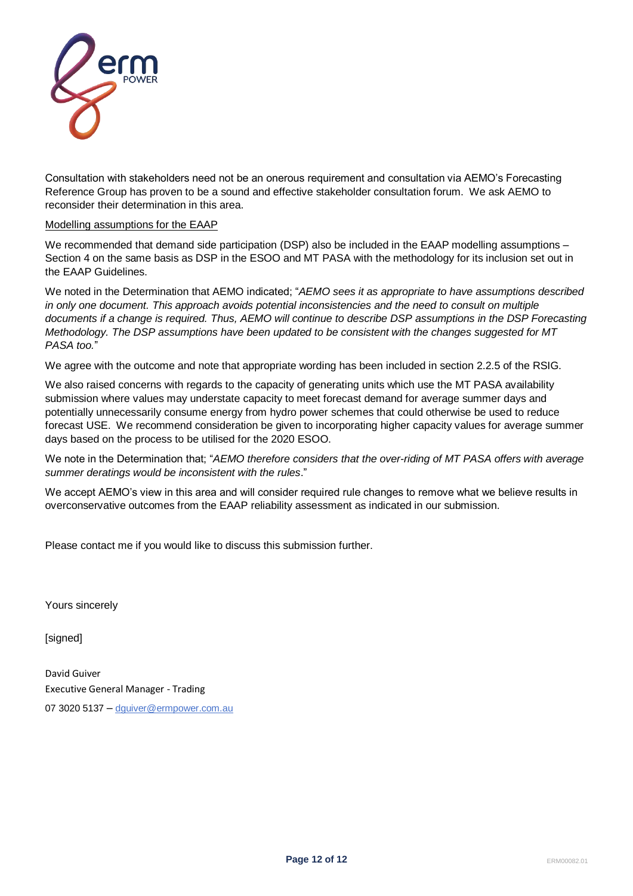Consultation with stakeholders need not be an onerous requirement and consultation via AEMO's Forecasting Reference Group has proven to be a sound and effective stakeholder consultation forum. We ask AEMO to reconsider their determination in this area.

Modelling assumptions for the EAAP

We recommended that demand side participation (DSP) also be included in the EAAP modelling assumptions – Section 4 on the same basis as DSP in the ESOO and MT PASA with the methodology for its inclusion set out in the EAAP Guidelines.

We noted in the Determination that AEMO indicated; "*AEMO sees it as appropriate to have assumptions described in only one document. This approach avoids potential inconsistencies and the need to consult on multiple documents if a change is required. Thus, AEMO will continue to describe DSP assumptions in the DSP Forecasting Methodology. The DSP assumptions have been updated to be consistent with the changes suggested for MT PASA too.*"

We agree with the outcome and note that appropriate wording has been included in section 2.2.5 of the RSIG.

We also raised concerns with regards to the capacity of generating units which use the MT PASA availability submission where values may understate capacity to meet forecast demand for average summer days and potentially unnecessarily consume energy from hydro power schemes that could otherwise be used to reduce forecast USE. We recommend consideration be given to incorporating higher capacity values for average summer days based on the process to be utilised for the 2020 ESOO.

We note in the Determination that; "*AEMO therefore considers that the over-riding of MT PASA offers with average summer deratings would be inconsistent with the rules*."

We accept AEMO's view in this area and will consider required rule changes to remove what we believe results in overconservative outcomes from the EAAP reliability assessment as indicated in our submission.

Please contact me if you would like to discuss this submission further.

Yours sincerely

[signed]

David Guiver
Executive General Manager - Trading
07 3020 5137 – dguiver@ermpower.com.au